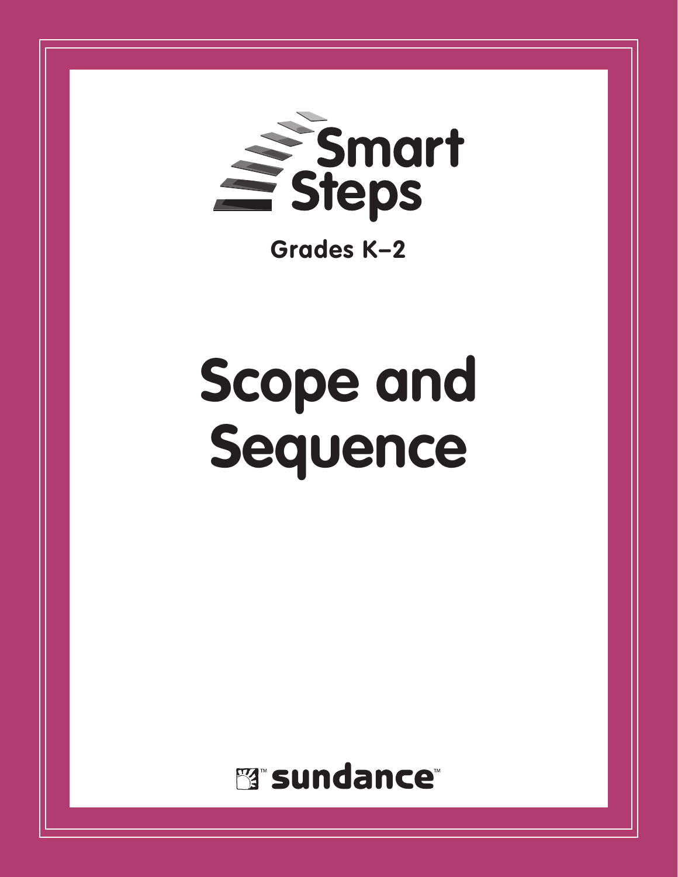# Smart Steps

**Grades K–2**

# Scope and Sequence

sundance™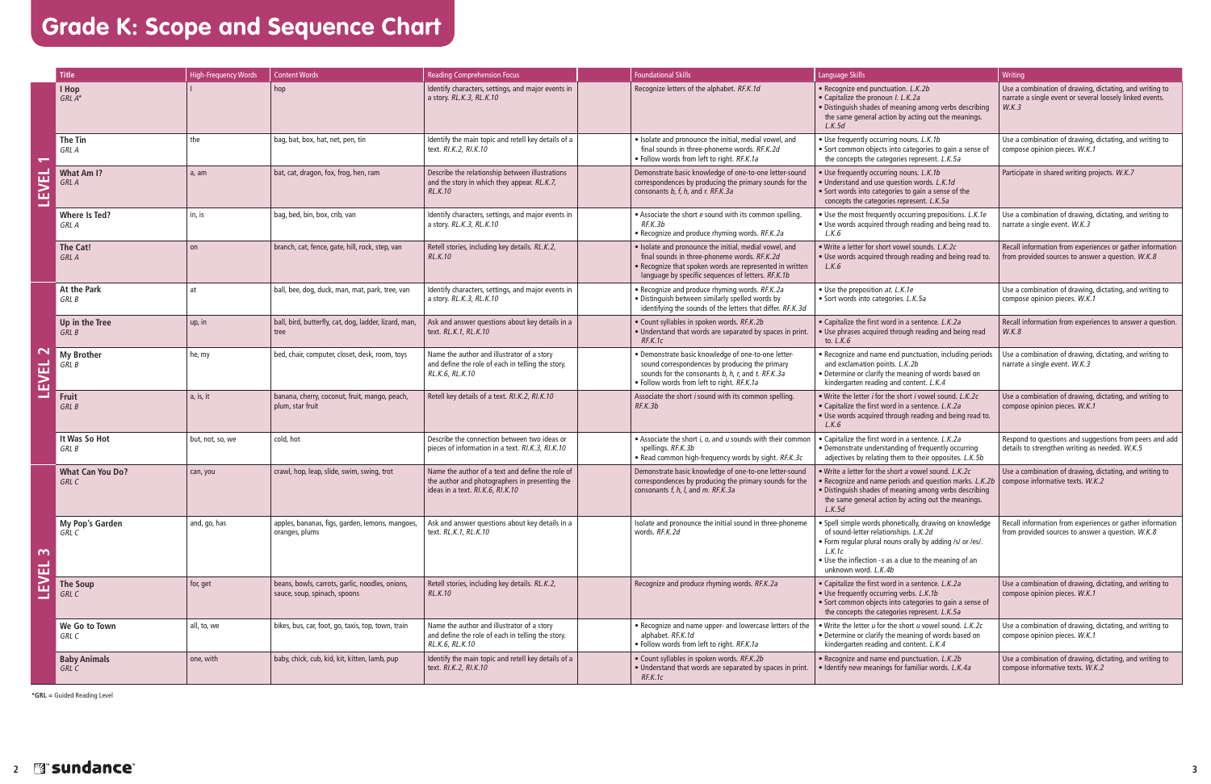# Grade K: Scope and Sequence Chart

| | Title | High-Frequency Words | Content Words | Reading Comprehension Focus | | Foundational Skills | Language Skills | Writing |
|---|---|---|---|---|---|---|---|---|
| LEVEL 1 | **I Hop** *GRL A** | I | hop | Identify characters, settings, and major events in a story. *RL.K.3, RL.K.10* | | Recognize letters of the alphabet. *RF.K.1d* | • Recognize end punctuation. *L.K.2b* • Capitalize the pronoun *I*. *L.K.2a* • Distinguish shades of meaning among verbs describing the same general action by acting out the meanings. *L.K.5d* | Use a combination of drawing, dictating, and writing to narrate a single event or several loosely linked events. *W.K.3* |
| | **The Tin** *GRL A* | the | bag, bat, box, hat, net, pen, tin | Identify the main topic and retell key details of a text. *RI.K.2, RI.K.10* | | • Isolate and pronounce the initial, medial vowel, and final sounds in three-phoneme words. *RF.K.2d* • Follow words from left to right. *RF.K.1a* | • Use frequently occurring nouns. *L.K.1b* • Sort common objects into categories to gain a sense of the concepts the categories represent. *L.K.5a* | Use a combination of drawing, dictating, and writing to compose opinion pieces. *W.K.1* |
| | **What Am I?** *GRL A* | a, am | bat, cat, dragon, fox, frog, hen, ram | Describe the relationship between illustrations and the story in which they appear. *RL.K.7, RL.K.10* | | Demonstrate basic knowledge of one-to-one letter-sound correspondences by producing the primary sounds for the consonants *b, f, h,* and *r*. *RF.K.3a* | • Use frequently occurring nouns. *L.K.1b* • Understand and use question words. *L.K.1d* • Sort words into categories to gain a sense of the concepts the categories represent. *L.K.5a* | Participate in shared writing projects. *W.K.7* |
| | **Where Is Ted?** *GRL A* | in, is | bag, bed, bin, box, crib, van | Identify characters, settings, and major events in a story. *RL.K.3, RL.K.10* | | • Associate the short *e* sound with its common spelling. *RF.K.3b* • Recognize and produce rhyming words. *RF.K.2a* | • Use the most frequently occurring prepositions. *L.K.1e* • Use words acquired through reading and being read to. *L.K.6* | Use a combination of drawing, dictating, and writing to narrate a single event. *W.K.3* |
| | **The Cat!** *GRL A* | on | branch, cat, fence, gate, hill, rock, step, van | Retell stories, including key details. *RL.K.2, RL.K.10* | | • Isolate and pronounce the initial, medial vowel, and final sounds in three-phoneme words. *RF.K.2d* • Recognize that spoken words are represented in written language by specific sequences of letters. *RF.K.1b* | • Write a letter for short vowel sounds. *L.K.2c* • Use words acquired through reading and being read to. *L.K.6* | Recall information from experiences or gather information from provided sources to answer a question. *W.K.8* |
| LEVEL 2 | **At the Park** *GRL B* | at | ball, bee, dog, duck, man, mat, park, tree, van | Identify characters, settings, and major events in a story. *RL.K.3, RL.K.10* | | • Recognize and produce rhyming words. *RF.K.2a* • Distinguish between similarly spelled words by identifying the sounds of the letters that differ. *RF.K.3d* | • Use the preposition *at*. *L.K.1e* • Sort words into categories. *L.K.5a* | Use a combination of drawing, dictating, and writing to compose opinion pieces. *W.K.1* |
| | **Up in the Tree** *GRL B* | up, in | ball, bird, butterfly, cat, dog, ladder, lizard, man, tree | Ask and answer questions about key details in a text. *RL.K.1, RL.K.10* | | • Count syllables in spoken words. *RF.K.2b* • Understand that words are separated by spaces in print. *RF.K.1c* | • Capitalize the first word in a sentence. *L.K.2a* • Use phrases acquired through reading and being read to. *L.K.6* | Recall information from experiences to answer a question. *W.K.8* |
| | **My Brother** *GRL B* | he, my | bed, chair, computer, closet, desk, room, toys | Name the author and illustrator of a story and define the role of each in telling the story. *RL.K.6, RL.K.10* | | • Demonstrate basic knowledge of one-to-one letter-sound correspondences by producing the primary sounds for the consonants *b, h, r,* and *t*. *RF.K.3a* • Follow words from left to right. *RF.K.1a* | • Recognize and name end punctuation, including periods and exclamation points. *L.K.2b* • Determine or clarify the meaning of words based on kindergarten reading and content. *L.K.4* | Use a combination of drawing, dictating, and writing to narrate a single event. *W.K.3* |
| | **Fruit** *GRL B* | a, is, it | banana, cherry, coconut, fruit, mango, peach, plum, star fruit | Retell key details of a text. *RI.K.2, RI.K.10* | | Associate the short *i* sound with its common spelling. *RF.K.3b* | • Write the letter *i* for the short *i* vowel sound. *L.K.2c* • Capitalize the first word in a sentence. *L.K.2a* • Use words acquired through reading and being read to. *L.K.6* | Use a combination of drawing, dictating, and writing to compose opinion pieces. *W.K.1* |
| | **It Was So Hot** *GRL B* | but, not, so, we | cold, hot | Describe the connection between two ideas or pieces of information in a text. *RI.K.3, RI.K.10* | | • Associate the short *i, o,* and *u* sounds with their common spellings. *RF.K.3b* • Read common high-frequency words by sight. *RF.K.3c* | • Capitalize the first word in a sentence. *L.K.2a* • Demonstrate understanding of frequently occurring adjectives by relating them to their opposites. *L.K.5b* | Respond to questions and suggestions from peers and add details to strengthen writing as needed. *W.K.5* |
| LEVEL 3 | **What Can You Do?** *GRL C* | can, you | crawl, hop, leap, slide, swim, swing, trot | Name the author of a text and define the role of the author and photographers in presenting the ideas in a text. *RI.K.6, RI.K.10* | | Demonstrate basic knowledge of one-to-one letter-sound correspondences by producing the primary sounds for the consonants *f, h, l,* and *m*. *RF.K.3a* | • Write a letter for the short *a* vowel sound. *L.K.2c* • Recognize and name periods and question marks. *L.K.2b* • Distinguish shades of meaning among verbs describing the same general action by acting out the meanings. *L.K.5d* | Use a combination of drawing, dictating, and writing to compose informative texts. *W.K.2* |
| | **My Pop's Garden** *GRL C* | and, go, has | apples, bananas, figs, garden, lemons, mangoes, oranges, plums | Ask and answer questions about key details in a text. *RL.K.1, RL.K.10* | | Isolate and pronounce the initial sound in three-phoneme words. *RF.K.2d* | • Spell simple words phonetically, drawing on knowledge of sound-letter relationships. *L.K.2d* • Form regular plural nouns orally by adding /s/ or /es/. *L.K.1c* • Use the inflection *-s* as a clue to the meaning of an unknown word. *L.K.4b* | Recall information from experiences or gather information from provided sources to answer a question. *W.K.8* |
| | **The Soup** *GRL C* | for, get | beans, bowls, carrots, garlic, noodles, onions, sauce, soup, spinach, spoons | Retell stories, including key details. *RL.K.2, RL.K.10* | | Recognize and produce rhyming words. *RF.K.2a* | • Capitalize the first word in a sentence. *L.K.2a* • Use frequently occurring verbs. *L.K.1b* • Sort common objects into categories to gain a sense of the concepts the categories represent. *L.K.5a* | Use a combination of drawing, dictating, and writing to compose opinion pieces. *W.K.1* |
| | **We Go to Town** *GRL C* | all, to, we | bikes, bus, car, foot, go, taxis, top, town, train | Name the author and illustrator of a story and define the role of each in telling the story. *RL.K.6, RL.K.10* | | • Recognize and name upper- and lowercase letters of the alphabet. *RF.K.1d* • Follow words from left to right. *RF.K.1a* | • Write the letter *u* for the short *u* vowel sound. *L.K.2c* • Determine or clarify the meaning of words based on kindergarten reading and content. *L.K.4* | Use a combination of drawing, dictating, and writing to compose opinion pieces. *W.K.1* |
| | **Baby Animals** *GRL C* | one, with | baby, chick, cub, kid, kit, kitten, lamb, pup | Identify the main topic and retell key details of a text. *RI.K.2, RI.K.10* | | • Count syllables in spoken words. *RF.K.2b* • Understand that words are separated by spaces in print. *RF.K.1c* | • Recognize and name end punctuation. *L.K.2b* • Identify new meanings for familiar words. *L.K.4a* | Use a combination of drawing, dictating, and writing to compose informative texts. *W.K.2* |

***GRL** = Guided Reading Level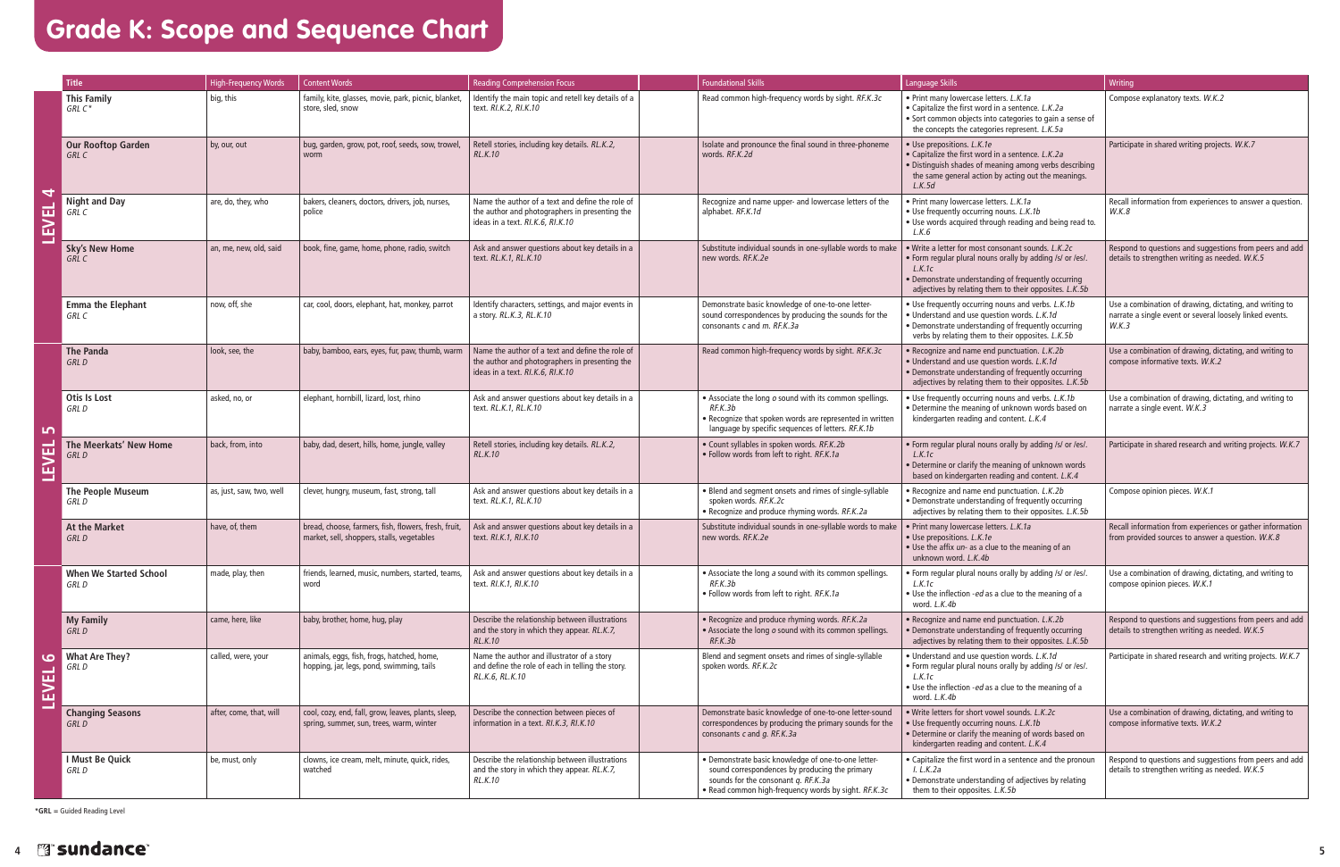# Grade K: Scope and Sequence Chart

| Level | Title | High-Frequency Words | Content Words | Reading Comprehension Focus | Foundational Skills | Language Skills | Writing |
|---|---|---|---|---|---|---|---|
| LEVEL 4 | **This Family** *GRL C\** | big, this | family, kite, glasses, movie, park, picnic, blanket, store, sled, snow | Identify the main topic and retell key details of a text. *RI.K.2, RI.K.10* | Read common high-frequency words by sight. *RF.K.3c* | • Print many lowercase letters. *L.K.1a* • Capitalize the first word in a sentence. *L.K.2a* • Sort common objects into categories to gain a sense of the concepts the categories represent. *L.K.5a* | Compose explanatory texts. *W.K.2* |
| | **Our Rooftop Garden** *GRL C* | by, our, out | bug, garden, grow, pot, roof, seeds, sow, trowel, worm | Retell stories, including key details. *RL.K.2, RL.K.10* | Isolate and pronounce the final sound in three-phoneme words. *RF.K.2d* | • Use prepositions. *L.K.1e* • Capitalize the first word in a sentence. *L.K.2a* • Distinguish shades of meaning among verbs describing the same general action by acting out the meanings. *L.K.5d* | Participate in shared writing projects. *W.K.7* |
| | **Night and Day** *GRL C* | are, do, they, who | bakers, cleaners, doctors, drivers, job, nurses, police | Name the author of a text and define the role of the author and photographers in presenting the ideas in a text. *RI.K.6, RI.K.10* | Recognize and name upper- and lowercase letters of the alphabet. *RF.K.1d* | • Print many lowercase letters. *L.K.1a* • Use frequently occurring nouns. *L.K.1b* • Use words acquired through reading and being read to. *L.K.6* | Recall information from experiences to answer a question. *W.K.8* |
| | **Sky's New Home** *GRL C* | an, me, new, old, said | book, fine, game, home, phone, radio, switch | Ask and answer questions about key details in a text. *RL.K.1, RL.K.10* | Substitute individual sounds in one-syllable words to make new words. *RF.K.2e* | • Write a letter for most consonant sounds. *L.K.2c* • Form regular plural nouns orally by adding /s/ or /es/. *L.K.1c* • Demonstrate understanding of frequently occurring adjectives by relating them to their opposites. *L.K.5b* | Respond to questions and suggestions from peers and add details to strengthen writing as needed. *W.K.5* |
| | **Emma the Elephant** *GRL C* | now, off, she | car, cool, doors, elephant, hat, monkey, parrot | Identify characters, settings, and major events in a story. *RL.K.3, RL.K.10* | Demonstrate basic knowledge of one-to-one letter-sound correspondences by producing the sounds for the consonants *c* and *m*. *RF.K.3a* | • Use frequently occurring nouns and verbs. *L.K.1b* • Understand and use question words. *L.K.1d* • Demonstrate understanding of frequently occurring verbs by relating them to their opposites. *L.K.5b* | Use a combination of drawing, dictating, and writing to narrate a single event or several loosely linked events. *W.K.3* |
| LEVEL 5 | **The Panda** *GRL D* | look, see, the | baby, bamboo, ears, eyes, fur, paw, thumb, warm | Name the author of a text and define the role of the author and photographers in presenting the ideas in a text. *RI.K.6, RI.K.10* | Read common high-frequency words by sight. *RF.K.3c* | • Recognize and name end punctuation. *L.K.2b* • Understand and use question words. *L.K.1d* • Demonstrate understanding of frequently occurring adjectives by relating them to their opposites. *L.K.5b* | Use a combination of drawing, dictating, and writing to compose informative texts. *W.K.2* |
| | **Otis Is Lost** *GRL D* | asked, no, or | elephant, hornbill, lizard, lost, rhino | Ask and answer questions about key details in a text. *RL.K.1, RL.K.10* | • Associate the long *o* sound with its common spellings. *RF.K.3b* • Recognize that spoken words are represented in written language by specific sequences of letters. *RF.K.1b* | • Use frequently occurring nouns and verbs. *L.K.1b* • Determine the meaning of unknown words based on kindergarten reading and content. *L.K.4* | Use a combination of drawing, dictating, and writing to narrate a single event. *W.K.3* |
| | **The Meerkats' New Home** *GRL D* | back, from, into | baby, dad, desert, hills, home, jungle, valley | Retell stories, including key details. *RL.K.2, RL.K.10* | • Count syllables in spoken words. *RF.K.2b* • Follow words from left to right. *RF.K.1a* | • Form regular plural nouns orally by adding /s/ or /es/. *L.K.1c* • Determine or clarify the meaning of unknown words based on kindergarten reading and content. *L.K.4* | Participate in shared research and writing projects. *W.K.7* |
| | **The People Museum** *GRL D* | as, just, saw, two, well | clever, hungry, museum, fast, strong, tall | Ask and answer questions about key details in a text. *RL.K.1, RL.K.10* | • Blend and segment onsets and rimes of single-syllable spoken words. *RF.K.2c* • Recognize and produce rhyming words. *RF.K.2a* | • Recognize and name end punctuation. *L.K.2b* • Demonstrate understanding of frequently occurring adjectives by relating them to their opposites. *L.K.5b* | Compose opinion pieces. *W.K.1* |
| | **At the Market** *GRL D* | have, of, them | bread, choose, farmers, fish, flowers, fresh, fruit, market, sell, shoppers, stalls, vegetables | Ask and answer questions about key details in a text. *RI.K.1, RI.K.10* | Substitute individual sounds in one-syllable words to make new words. *RF.K.2e* | • Print many lowercase letters. *L.K.1a* • Use prepositions. *L.K.1e* • Use the affix *un-* as a clue to the meaning of an unknown word. *L.K.4b* | Recall information from experiences or gather information from provided sources to answer a question. *W.K.8* |
| LEVEL 6 | **When We Started School** *GRL D* | made, play, then | friends, learned, music, numbers, started, teams, word | Ask and answer questions about key details in a text. *RI.K.1, RI.K.10* | • Associate the long *a* sound with its common spellings. *RF.K.3b* • Follow words from left to right. *RF.K.1a* | • Form regular plural nouns orally by adding /s/ or /es/. *L.K.1c* • Use the inflection *-ed* as a clue to the meaning of a word. *L.K.4b* | Use a combination of drawing, dictating, and writing to compose opinion pieces. *W.K.1* |
| | **My Family** *GRL D* | came, here, like | baby, brother, home, hug, play | Describe the relationship between illustrations and the story in which they appear. *RL.K.7, RL.K.10* | • Recognize and produce rhyming words. *RF.K.2a* • Associate the long *o* sound with its common spellings. *RF.K.3b* | • Recognize and name end punctuation. *L.K.2b* • Demonstrate understanding of frequently occurring adjectives by relating them to their opposites. *L.K.5b* | Respond to questions and suggestions from peers and add details to strengthen writing as needed. *W.K.5* |
| | **What Are They?** *GRL D* | called, were, your | animals, eggs, fish, frogs, hatched, home, hopping, jar, legs, pond, swimming, tails | Name the author and illustrator of a story and define the role of each in telling the story. *RL.K.6, RL.K.10* | Blend and segment onsets and rimes of single-syllable spoken words. *RF.K.2c* | • Understand and use question words. *L.K.1d* • Form regular plural nouns orally by adding /s/ or /es/. *L.K.1c* • Use the inflection *-ed* as a clue to the meaning of a word. *L.K.4b* | Participate in shared research and writing projects. *W.K.7* |
| | **Changing Seasons** *GRL D* | after, come, that, will | cool, cozy, end, fall, grow, leaves, plants, sleep, spring, summer, sun, trees, warm, winter | Describe the connection between pieces of information in a text. *RI.K.3, RI.K.10* | Demonstrate basic knowledge of one-to-one letter-sound correspondences by producing the primary sounds for the consonants *c* and *g*. *RF.K.3a* | • Write letters for short vowel sounds. *L.K.2c* • Use frequently occurring nouns. *L.K.1b* • Determine or clarify the meaning of words based on kindergarten reading and content. *L.K.4* | Use a combination of drawing, dictating, and writing to compose informative texts. *W.K.2* |
| | **I Must Be Quick** *GRL D* | be, must, only | clowns, ice cream, melt, minute, quick, rides, watched | Describe the relationship between illustrations and the story in which they appear. *RL.K.7, RL.K.10* | • Demonstrate basic knowledge of one-to-one letter-sound correspondences by producing the primary sounds for the consonant *q*. *RF.K.3a* • Read common high-frequency words by sight. *RF.K.3c* | • Capitalize the first word in a sentence and the pronoun *I*. *L.K.2a* • Demonstrate understanding of adjectives by relating them to their opposites. *L.K.5b* | Respond to questions and suggestions from peers and add details to strengthen writing as needed. *W.K.5* |

**\*GRL** = Guided Reading Level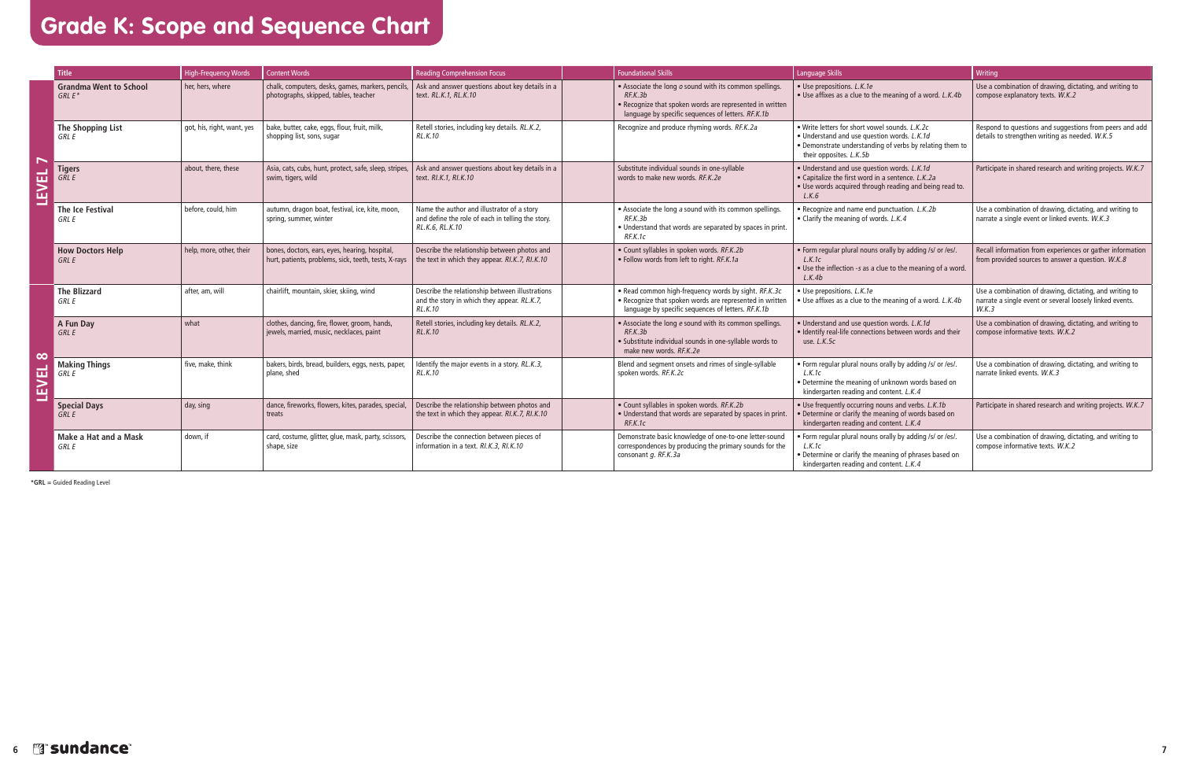# Grade K: Scope and Sequence Chart

| | Title | High-Frequency Words | Content Words | Reading Comprehension Focus | | Foundational Skills | Language Skills | Writing |
|---|---|---|---|---|---|---|---|---|
| LEVEL 7 | **Grandma Went to School** *GRL E** | her, hers, where | chalk, computers, desks, games, markers, pencils, photographs, skipped, tables, teacher | Ask and answer questions about key details in a text. *RL.K.1, RL.K.10* | | • Associate the long *o* sound with its common spellings. *RF.K.3b* • Recognize that spoken words are represented in written language by specific sequences of letters. *RF.K.1b* | • Use prepositions. *L.K.1e* • Use affixes as a clue to the meaning of a word. *L.K.4b* | Use a combination of drawing, dictating, and writing to compose explanatory texts. *W.K.2* |
| | **The Shopping List** *GRL E* | got, his, right, want, yes | bake, butter, cake, eggs, flour, fruit, milk, shopping list, sons, sugar | Retell stories, including key details. *RL.K.2, RL.K.10* | | Recognize and produce rhyming words. *RF.K.2a* | • Write letters for short vowel sounds. *L.K.2c* • Understand and use question words. *L.K.1d* • Demonstrate understanding of verbs by relating them to their opposites. *L.K.5b* | Respond to questions and suggestions from peers and add details to strengthen writing as needed. *W.K.5* |
| | **Tigers** *GRL E* | about, there, these | Asia, cats, cubs, hunt, protect, safe, sleep, stripes, swim, tigers, wild | Ask and answer questions about key details in a text. *RI.K.1, RI.K.10* | | Substitute individual sounds in one-syllable words to make new words. *RF.K.2e* | • Understand and use question words. *L.K.1d* • Capitalize the first word in a sentence. *L.K.2a* • Use words acquired through reading and being read to. *L.K.6* | Participate in shared research and writing projects. *W.K.7* |
| | **The Ice Festival** *GRL E* | before, could, him | autumn, dragon boat, festival, ice, kite, moon, spring, summer, winter | Name the author and illustrator of a story and define the role of each in telling the story. *RL.K.6, RL.K.10* | | • Associate the long *a* sound with its common spellings. *RF.K.3b* • Understand that words are separated by spaces in print. *RF.K.1c* | • Recognize and name end punctuation. *L.K.2b* • Clarify the meaning of words. *L.K.4* | Use a combination of drawing, dictating, and writing to narrate a single event or linked events. *W.K.3* |
| | **How Doctors Help** *GRL E* | help, more, other, their | bones, doctors, ears, eyes, hearing, hospital, hurt, patients, problems, sick, teeth, tests, X-rays | Describe the relationship between photos and the text in which they appear. *RI.K.7, RI.K.10* | | • Count syllables in spoken words. *RF.K.2b* • Follow words from left to right. *RF.K.1a* | • Form regular plural nouns orally by adding /s/ or /es/. *L.K.1c* • Use the inflection *-s* as a clue to the meaning of a word. *L.K.4b* | Recall information from experiences or gather information from provided sources to answer a question. *W.K.8* |
| LEVEL 8 | **The Blizzard** *GRL E* | after, am, will | chairlift, mountain, skier, skiing, wind | Describe the relationship between illustrations and the story in which they appear. *RL.K.7, RL.K.10* | | • Read common high-frequency words by sight. *RF.K.3c* • Recognize that spoken words are represented in written language by specific sequences of letters. *RF.K.1b* | • Use prepositions. *L.K.1e* • Use affixes as a clue to the meaning of a word. *L.K.4b* | Use a combination of drawing, dictating, and writing to narrate a single event or several loosely linked events. *W.K.3* |
| | **A Fun Day** *GRL E* | what | clothes, dancing, fire, flower, groom, hands, jewels, married, music, necklaces, paint | Retell stories, including key details. *RL.K.2, RL.K.10* | | • Associate the long *e* sound with its common spellings. *RF.K.3b* • Substitute individual sounds in one-syllable words to make new words. *RF.K.2e* | • Understand and use question words. *L.K.1d* • Identify real-life connections between words and their use. *L.K.5c* | Use a combination of drawing, dictating, and writing to compose informative texts. *W.K.2* |
| | **Making Things** *GRL E* | five, make, think | bakers, birds, bread, builders, eggs, nests, paper, plane, shed | Identify the major events in a story. *RL.K.3, RL.K.10* | | Blend and segment onsets and rimes of single-syllable spoken words. *RF.K.2c* | • Form regular plural nouns orally by adding /s/ or /es/. *L.K.1c* • Determine the meaning of unknown words based on kindergarten reading and content. *L.K.4* | Use a combination of drawing, dictating, and writing to narrate linked events. *W.K.3* |
| | **Special Days** *GRL E* | day, sing | dance, fireworks, flowers, kites, parades, special, treats | Describe the relationship between photos and the text in which they appear. *RI.K.7, RI.K.10* | | • Count syllables in spoken words. *RF.K.2b* • Understand that words are separated by spaces in print. *RF.K.1c* | • Use frequently occurring nouns and verbs. *L.K.1b* • Determine or clarify the meaning of words based on kindergarten reading and content. *L.K.4* | Participate in shared research and writing projects. *W.K.7* |
| | **Make a Hat and a Mask** *GRL E* | down, if | card, costume, glitter, glue, mask, party, scissors, shape, size | Describe the connection between pieces of information in a text. *RI.K.3, RI.K.10* | | Demonstrate basic knowledge of one-to-one letter-sound correspondences by producing the primary sounds for the consonant *g*. *RF.K.3a* | • Form regular plural nouns orally by adding /s/ or /es/. *L.K.1c* • Determine or clarify the meaning of phrases based on kindergarten reading and content. *L.K.4* | Use a combination of drawing, dictating, and writing to compose informative texts. *W.K.2* |

***GRL** = Guided Reading Level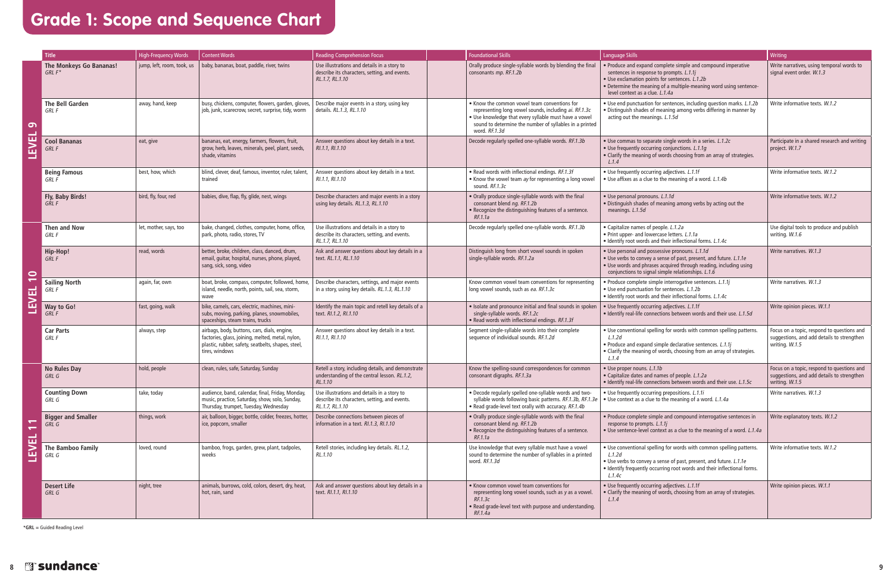# Grade 1: Scope and Sequence Chart

| Level | Title | High-Frequency Words | Content Words | Reading Comprehension Focus | | Foundational Skills | Language Skills | Writing |
|---|---|---|---|---|---|---|---|---|
| LEVEL 9 | **The Monkeys Go Bananas!** *GRL F** | jump, left, room, took, us | baby, bananas, boat, paddle, river, twins | Use illustrations and details in a story to describe its characters, setting, and events. *RL.1.7, RL.1.10* | | Orally produce single-syllable words by blending the final consonants *mp. RF.1.2b* | • Produce and expand complete simple and compound imperative sentences in response to prompts. *L.1.1j* • Use exclamation points for sentences. *L.1.2b* • Determine the meaning of a multiple-meaning word using sentence-level context as a clue. *L.1.4a* | Write narratives, using temporal words to signal event order. *W.1.3* |
| | **The Bell Garden** *GRL F* | away, hand, keep | busy, chickens, computer, flowers, garden, gloves, job, junk, scarecrow, secret, surprise, tidy, worm | Describe major events in a story, using key details. *RL.1.3, RL.1.10* | | • Know the common vowel team conventions for representing long vowel sounds, including *ai. RF.1.3c* • Use knowledge that every syllable must have a vowel sound to determine the number of syllables in a printed word. *RF.1.3d* | • Use end punctuation for sentences, including question marks. *L.1.2b* • Distinguish shades of meaning among verbs differing in manner by acting out the meanings. *L.1.5d* | Write informative texts. *W.1.2* |
| | **Cool Bananas** *GRL F* | eat, give | bananas, eat, energy, farmers, flowers, fruit, grow, herb, leaves, minerals, peel, plant, seeds, shade, vitamins | Answer questions about key details in a text. *RI.1.1, RI.1.10* | | Decode regularly spelled one-syllable words. *RF.1.3b* | • Use commas to separate single words in a series. *L.1.2c* • Use frequently occurring conjunctions. *L.1.1g* • Clarify the meaning of words choosing from an array of strategies. *L.1.4* | Participate in a shared research and writing project. *W.1.7* |
| | **Being Famous** *GRL F* | best, how, which | blind, clever, deaf, famous, inventor, ruler, talent, trained | Answer questions about key details in a text. *RI.1.1, RI.1.10* | | • Read words with inflectional endings. *RF.1.3f* • Know the vowel team *ay* for representing a long vowel sound. *RF.1.3c* | • Use frequently occurring adjectives. *L.1.1f* • Use affixes as a clue to the meaning of a word. *L.1.4b* | Write informative texts. *W.1.2* |
| | **Fly, Baby Birds!** *GRL F* | bird, fly, four, red | babies, dive, flap, fly, glide, nest, wings | Describe characters and major events in a story using key details. *RL.1.3, RL.1.10* | | • Orally produce single-syllable words with the final consonant blend *ng. RF.1.2b* • Recognize the distinguishing features of a sentence. *RF.1.1a* | • Use personal pronouns. *L.1.1d* • Distinguish shades of meaning among verbs by acting out the meanings. *L.1.5d* | Write informative texts. *W.1.2* |
| LEVEL 10 | **Then and Now** *GRL F* | let, mother, says, too | bake, changed, clothes, computer, home, office, park, photo, radio, stores, TV | Use illustrations and details in a story to describe its characters, setting, and events. *RL.1.7, RL.1.10* | | Decode regularly spelled one-syllable words. *RF.1.3b* | • Capitalize names of people. *L.1.2a* • Print upper- and lowercase letters. *L.1.1a* • Identify root words and their inflectional forms. *L.1.4c* | Use digital tools to produce and publish writing. *W.1.6* |
| | **Hip-Hop!** *GRL F* | read, words | better, broke, children, class, danced, drum, email, guitar, hospital, nurses, phone, played, sang, sick, song, video | Ask and answer questions about key details in a text. *RL.1.1, RL.1.10* | | Distinguish long from short vowel sounds in spoken single-syllable words. *RF.1.2a* | • Use personal and possessive pronouns. *L.1.1d* • Use verbs to convey a sense of past, present, and future. *L.1.1e* • Use words and phrases acquired through reading, including using conjunctions to signal simple relationships. *L.1.6* | Write narratives. *W.1.3* |
| | **Sailing North** *GRL F* | again, far, own | boat, broke, compass, computer, followed, home, island, needle, north, points, sail, sea, storm, wave | Describe characters, settings, and major events in a story, using key details. *RL.1.3, RL.1.10* | | Know common vowel team conventions for representing long vowel sounds, such as *ea. RF.1.3c* | • Produce complete simple interrogative sentences. *L.1.1j* • Use end punctuation for sentences. *L.1.2b* • Identify root words and their inflectional forms. *L.1.4c* | Write narratives. *W.1.3* |
| | **Way to Go!** *GRL F* | fast, going, walk | bike, camels, cars, electric, machines, mini-subs, moving, parking, planes, snowmobiles, spaceships, steam trains, trucks | Identify the main topic and retell key details of a text. *RI.1.2, RI.1.10* | | • Isolate and pronounce initial and final sounds in spoken single-syllable words. *RF.1.2c* • Read words with inflectional endings. *RF.1.3f* | • Use frequently occurring adjectives. *L.1.1f* • Identify real-life connections between words and their use. *L.1.5d* | Write opinion pieces. *W.1.1* |
| | **Car Parts** *GRL F* | always, step | airbags, body, buttons, cars, dials, engine, factories, glass, joining, melted, metal, nylon, plastic, rubber, safety, seatbelts, shapes, steel, tires, windows | Answer questions about key details in a text. *RI.1.1, RI.1.10* | | Segment single-syllable words into their complete sequence of individual sounds. *RF.1.2d* | • Use conventional spelling for words with common spelling patterns. *L.1.2d* • Produce and expand simple declarative sentences. *L.1.1j* • Clarify the meaning of words, choosing from an array of strategies. *L.1.4* | Focus on a topic, respond to questions and suggestions, and add details to strengthen writing. *W.1.5* |
| LEVEL 11 | **No Rules Day** *GRL G* | hold, people | clean, rules, safe, Saturday, Sunday | Retell a story, including details, and demonstrate understanding of the central lesson. *RL.1.2, RL.1.10* | | Know the spelling-sound correspondences for common consonant digraphs. *RF.1.3a* | • Use proper nouns. *L.1.1b* • Capitalize dates and names of people. *L.1.2a* • Identify real-life connections between words and their use. *L.1.5c* | Focus on a topic, respond to questions and suggestions, and add details to strengthen writing. *W.1.5* |
| | **Counting Down** *GRL G* | take, today | audience, band, calendar, final, Friday, Monday, music, practice, Saturday, show, solo, Sunday, Thursday, trumpet, Tuesday, Wednesday | Use illustrations and details in a story to describe its characters, setting, and events. *RL.1.7, RL.1.10* | | • Decode regularly spelled one-syllable words and two-syllable words following basic patterns. *RF.1.3b, RF.1.3e* • Read grade-level text orally with accuracy. *RF.1.4b* | • Use frequently occurring prepositions. *L.1.1i* • Use context as a clue to the meaning of a word. *L.1.4a* | Write narratives. *W.1.3* |
| | **Bigger and Smaller** *GRL G* | things, work | air, balloon, bigger, bottle, colder, freezes, hotter, ice, popcorn, smaller | Describe connections between pieces of information in a text. *RI.1.3, RI.1.10* | | • Orally produce single-syllable words with the final consonant blend *ng. RF.1.2b* • Recognize the distinguishing features of a sentence. *RF.1.1a* | • Produce complete simple and compound interrogative sentences in response to prompts. *L.1.1j* • Use sentence-level context as a clue to the meaning of a word. *L.1.4a* | Write explanatory texts. *W.1.2* |
| | **The Bamboo Family** *GRL G* | loved, round | bamboo, frogs, garden, grew, plant, tadpoles, weeks | Retell stories, including key details. *RL.1.2, RL.1.10* | | Use knowledge that every syllable must have a vowel sound to determine the number of syllables in a printed word. *RF.1.3d* | • Use conventional spelling for words with common spelling patterns. *L.1.2d* • Use verbs to convey a sense of past, present, and future. *L.1.1e* • Identify frequently occurring root words and their inflectional forms. *L.1.4c* | Write informative texts. *W.1.2* |
| | **Desert Life** *GRL G* | night, tree | animals, burrows, cold, colors, desert, dry, heat, hot, rain, sand | Ask and answer questions about key details in a text. *RI.1.1, RI.1.10* | | • Know common vowel team conventions for representing long vowel sounds, such as *y* as a vowel. *RF.1.3c* • Read grade-level text with purpose and understanding. *RF.1.4a* | • Use frequently occurring adjectives. *L.1.1f* • Clarify the meaning of words, choosing from an array of strategies. *L.1.4* | Write opinion pieces. *W.1.1* |

***GRL** = Guided Reading Level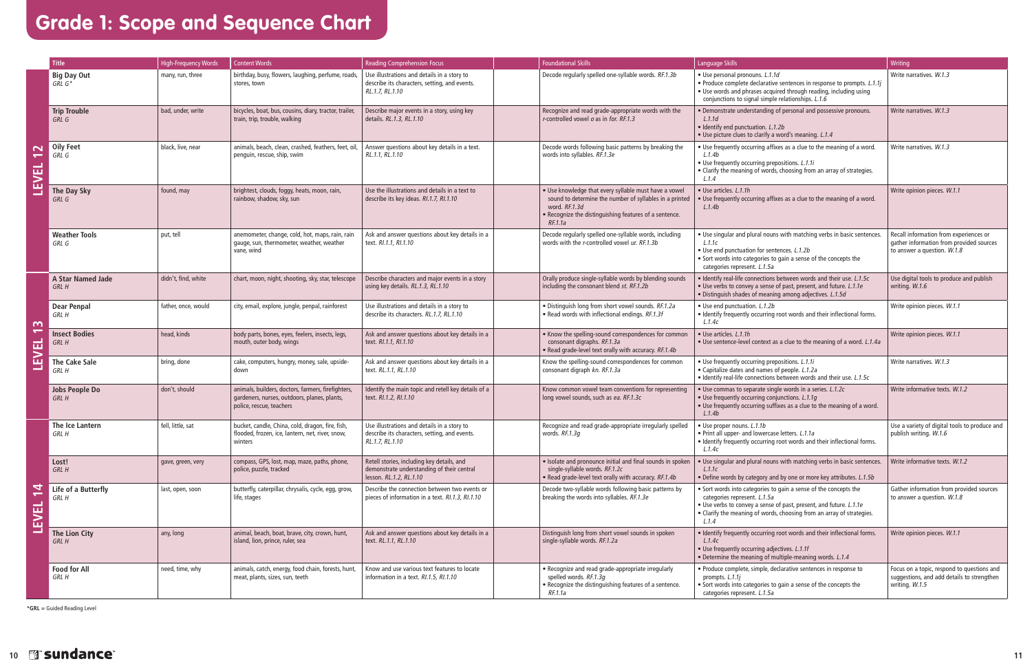# Grade 1: Scope and Sequence Chart

| Level | Title | High-Frequency Words | Content Words | Reading Comprehension Focus | Foundational Skills | Language Skills | Writing |
|---|---|---|---|---|---|---|---|
| LEVEL 12 | **Big Day Out** *GRL G\** | many, run, three | birthday, busy, flowers, laughing, perfume, roads, stores, town | Use illustrations and details in a story to describe its characters, setting, and events. *RL.1.7, RL.1.10* | Decode regularly spelled one-syllable words. *RF.1.3b* | • Use personal pronouns. *L.1.1d* • Produce complete declarative sentences in response to prompts. *L.1.1j* • Use words and phrases acquired through reading, including using conjunctions to signal simple relationships. *L.1.6* | Write narratives. *W.1.3* |
| | **Trip Trouble** *GRL G* | bad, under, write | bicycles, boat, bus, cousins, diary, tractor, trailer, train, trip, trouble, walking | Describe major events in a story, using key details. *RL.1.3, RL.1.10* | Recognize and read grade-appropriate words with the *r*-controlled vowel *o* as in *for*. *RF.1.3* | • Demonstrate understanding of personal and possessive pronouns. *L.1.1d* • Identify end punctuation. *L.1.2b* • Use picture clues to clarify a word's meaning. *L.1.4* | Write narratives. *W.1.3* |
| | **Oily Feet** *GRL G* | black, live, near | animals, beach, clean, crashed, feathers, feet, oil, penguin, rescue, ship, swim | Answer questions about key details in a text. *RL.1.1, RL.1.10* | Decode words following basic patterns by breaking the words into syllables. *RF.1.3e* | • Use frequently occurring affixes as a clue to the meaning of a word. *L.1.4b* • Use frequently occurring prepositions. *L.1.1i* • Clarify the meaning of words, choosing from an array of strategies. *L.1.4* | Write narratives. *W.1.3* |
| | **The Day Sky** *GRL G* | found, may | brightest, clouds, foggy, heats, moon, rain, rainbow, shadow, sky, sun | Use the illustrations and details in a text to describe its key ideas. *RI.1.7, RI.1.10* | • Use knowledge that every syllable must have a vowel sound to determine the number of syllables in a printed word. *RF.1.3d* • Recognize the distinguishing features of a sentence. *RF.1.1a* | • Use articles. *L.1.1h* • Use frequently occurring affixes as a clue to the meaning of a word. *L.1.4b* | Write opinion pieces. *W.1.1* |
| | **Weather Tools** *GRL G* | put, tell | anemometer, change, cold, hot, maps, rain, rain gauge, sun, thermometer, weather, weather vane, wind | Ask and answer questions about key details in a text. *RI.1.1, RI.1.10* | Decode regularly spelled one-syllable words, including words with the *r*-controlled vowel *ur*. *RF.1.3b* | • Use singular and plural nouns with matching verbs in basic sentences. *L.1.1c* • Use end punctuation for sentences. *L.1.2b* • Sort words into categories to gain a sense of the concepts the categories represent. *L.1.5a* | Recall information from experiences or gather information from provided sources to answer a question. *W.1.8* |
| LEVEL 13 | **A Star Named Jade** *GRL H* | didn't, find, white | chart, moon, night, shooting, sky, star, telescope | Describe characters and major events in a story using key details. *RL.1.3, RL.1.10* | Orally produce single-syllable words by blending sounds including the consonant blend *st*. *RF.1.2b* | • Identify real-life connections between words and their use. *L.1.5c* • Use verbs to convey a sense of past, present, and future. *L.1.1e* • Distinguish shades of meaning among adjectives. *L.1.5d* | Use digital tools to produce and publish writing. *W.1.6* |
| | **Dear Penpal** *GRL H* | father, once, would | city, email, explore, jungle, penpal, rainforest | Use illustrations and details in a story to describe its characters. *RL.1.7, RL.1.10* | • Distinguish long from short vowel sounds. *RF.1.2a* • Read words with inflectional endings. *RF.1.3f* | • Use end punctuation. *L.1.2b* • Identify frequently occurring root words and their inflectional forms. *L.1.4c* | Write opinion pieces. *W.1.1* |
| | **Insect Bodies** *GRL H* | head, kinds | body parts, bones, eyes, feelers, insects, legs, mouth, outer body, wings | Ask and answer questions about key details in a text. *RI.1.1, RI.1.10* | • Know the spelling-sound correspondences for common consonant digraphs. *RF.1.3a* • Read grade-level text orally with accuracy. *RF.1.4b* | • Use articles. *L.1.1h* • Use sentence-level context as a clue to the meaning of a word. *L.1.4a* | Write opinion pieces. *W.1.1* |
| | **The Cake Sale** *GRL H* | bring, done | cake, computers, hungry, money, sale, upside-down | Ask and answer questions about key details in a text. *RL.1.1, RL.1.10* | Know the spelling-sound correspondences for common consonant digraph *kn*. *RF.1.3a* | • Use frequently occurring prepositions. *L.1.1i* • Capitalize dates and names of people. *L.1.2a* • Identify real-life connections between words and their use. *L.1.5c* | Write narratives. *W.1.3* |
| | **Jobs People Do** *GRL H* | don't, should | animals, builders, doctors, farmers, firefighters, gardeners, nurses, outdoors, planes, plants, police, rescue, teachers | Identify the main topic and retell key details of a text. *RI.1.2, RI.1.10* | Know common vowel team conventions for representing long vowel sounds, such as *ea*. *RF.1.3c* | • Use commas to separate single words in a series. *L.1.2c* • Use frequently occurring conjunctions. *L.1.1g* • Use frequently occurring suffixes as a clue to the meaning of a word. *L.1.4b* | Write informative texts. *W.1.2* |
| LEVEL 14 | **The Ice Lantern** *GRL H* | fell, little, sat | bucket, candle, China, cold, dragon, fire, fish, flooded, frozen, ice, lantern, net, river, snow, winters | Use illustrations and details in a story to describe its characters, setting, and events. *RL.1.7, RL.1.10* | Recognize and read grade-appropriate irregularly spelled words. *RF.1.3g* | • Use proper nouns. *L.1.1b* • Print all upper- and lowercase letters. *L.1.1a* • Identify frequently occurring root words and their inflectional forms. *L.1.4c* | Use a variety of digital tools to produce and publish writing. *W.1.6* |
| | **Lost!** *GRL H* | gave, green, very | compass, GPS, lost, map, maze, paths, phone, police, puzzle, tracked | Retell stories, including key details, and demonstrate understanding of their central lesson. *RL.1.2, RL.1.10* | • Isolate and pronounce initial and final sounds in spoken single-syllable words. *RF.1.2c* • Read grade-level text orally with accuracy. *RF.1.4b* | • Use singular and plural nouns with matching verbs in basic sentences. *L.1.1c* • Define words by category and by one or more key attributes. *L.1.5b* | Write informative texts. *W.1.2* |
| | **Life of a Butterfly** *GRL H* | last, open, soon | butterfly, caterpillar, chrysalis, cycle, egg, grow, life, stages | Describe the connection between two events or pieces of information in a text. *RI.1.3, RI.1.10* | Decode two-syllable words following basic patterns by breaking the words into syllables. *RF.1.3e* | • Sort words into categories to gain a sense of the concepts the categories represent. *L.1.5a* • Use verbs to convey a sense of past, present, and future. *L.1.1e* • Clarify the meaning of words, choosing from an array of strategies. *L.1.4* | Gather information from provided sources to answer a question. *W.1.8* |
| | **The Lion City** *GRL H* | any, long | animal, beach, boat, brave, city, crown, hunt, island, lion, prince, ruler, sea | Ask and answer questions about key details in a text. *RL.1.1, RL.1.10* | Distinguish long from short vowel sounds in spoken single-syllable words. *RF.1.2a* | • Identify frequently occurring root words and their inflectional forms. *L.1.4c* • Use frequently occurring adjectives. *L.1.1f* • Determine the meaning of multiple-meaning words. *L.1.4* | Write opinion pieces. *W.1.1* |
| | **Food for All** *GRL H* | need, time, why | animals, catch, energy, food chain, forests, hunt, meat, plants, sizes, sun, teeth | Know and use various text features to locate information in a text. *RI.1.5, RI.1.10* | • Recognize and read grade-appropriate irregularly spelled words. *RF.1.3g* • Recognize the distinguishing features of a sentence. *RF.1.1a* | • Produce complete, simple, declarative sentences in response to prompts. *L.1.1j* • Sort words into categories to gain a sense of the concepts the categories represent. *L.1.5a* | Focus on a topic, respond to questions and suggestions, and add details to strengthen writing. *W.1.5* |

**\*GRL** = Guided Reading Level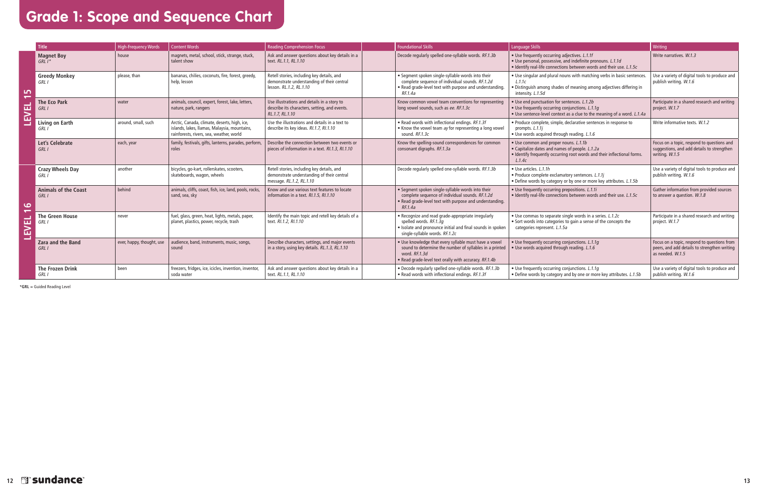# Grade 1: Scope and Sequence Chart

| | Title | High-Frequency Words | Content Words | Reading Comprehension Focus | Foundational Skills | Language Skills | Writing |
|---|---|---|---|---|---|---|---|
| LEVEL 15 | **Magnet Boy** *GRL I\** | house | magnets, metal, school, stick, strange, stuck, talent show | Ask and answer questions about key details in a text. *RL.1.1, RL.1.10* | Decode regularly spelled one-syllable words. *RF.1.3b* | • Use frequently occurring adjectives. *L.1.1f* • Use personal, possessive, and indefinite pronouns. *L.1.1d* • Identify real-life connections between words and their use. *L.1.5c* | Write narratives. *W.1.3* |
| | **Greedy Monkey** *GRL I* | please, than | bananas, chilies, coconuts, fire, forest, greedy, help, lesson | Retell stories, including key details, and demonstrate understanding of their central lesson. *RL.1.2, RL.1.10* | • Segment spoken single-syllable words into their complete sequence of individual sounds. *RF.1.2d* • Read grade-level text with purpose and understanding. *RF.1.4a* | • Use singular and plural nouns with matching verbs in basic sentences. *L.1.1c* • Distinguish among shades of meaning among adjectives differing in intensity. *L.1.5d* | Use a variety of digital tools to produce and publish writing. *W.1.6* |
| | **The Eco Park** *GRL I* | water | animals, council, expert, forest, lake, letters, nature, park, rangers | Use illustrations and details in a story to describe its characters, setting, and events. *RL.1.7, RL.1.10* | Know common vowel team conventions for representing long vowel sounds, such as *ee*. *RF.1.3c* | • Use end punctuation for sentences. *L.1.2b* • Use frequently occurring conjunctions. *L.1.1g* • Use sentence-level context as a clue to the meaning of a word. *L.1.4a* | Participate in a shared research and writing project. *W.1.7* |
| | **Living on Earth** *GRL I* | around, small, such | Arctic, Canada, climate, deserts, high, ice, islands, lakes, llamas, Malaysia, mountains, rainforests, rivers, sea, weather, world | Use the illustrations and details in a text to describe its key ideas. *RI.1.7, RI.1.10* | • Read words with inflectional endings. *RF.1.3f* • Know the vowel team *ay* for representing a long vowel sound. *RF.1.3c* | • Produce complete, simple, declarative sentences in response to prompts. *L.1.1j* • Use words acquired through reading. *L.1.6* | Write informative texts. *W.1.2* |
| | **Let's Celebrate** *GRL I* | each, year | family, festivals, gifts, lanterns, parades, perform, roles | Describe the connection between two events or pieces of information in a text. *RI.1.3, RI.1.10* | Know the spelling-sound correspondences for common consonant digraphs. *RF.1.3a* | • Use common and proper nouns. *L.1.1b* • Capitalize dates and names of people. *L.1.2a* • Identify frequently occurring root words and their inflectional forms. *L.1.4c* | Focus on a topic, respond to questions and suggestions, and add details to strengthen writing. *W.1.5* |
| LEVEL 16 | **Crazy Wheels Day** *GRL I* | another | bicycles, go-kart, rollerskates, scooters, skateboards, wagon, wheels | Retell stories, including key details, and demonstrate understanding of their central message. *RL.1.2, RL.1.10* | Decode regularly spelled one-syllable words. *RF.1.3b* | • Use articles. *L.1.1h* • Produce complete exclamatory sentences. *L.1.1j* • Define words by category or by one or more key attributes. *L.1.5b* | Use a variety of digital tools to produce and publish writing. *W.1.6* |
| | **Animals of the Coast** *GRL I* | behind | animals, cliffs, coast, fish, ice, land, pools, rocks, sand, sea, sky | Know and use various text features to locate information in a text. *RI.1.5, RI.1.10* | • Segment spoken single-syllable words into their complete sequence of individual sounds. *RF.1.2d* • Read grade-level text with purpose and understanding. *RF.1.4a* | • Use frequently occurring prepositions. *L.1.1i* • Identify real-life connections between words and their use. *L.1.5c* | Gather information from provided sources to answer a question. *W.1.8* |
| | **The Green House** *GRL I* | never | fuel, glass, green, heat, lights, metals, paper, planet, plastics, power, recycle, trash | Identify the main topic and retell key details of a text. *RI.1.2, RI.1.10* | • Recognize and read grade-appropriate irregularly spelled words. *RF.1.3g* • Isolate and pronounce initial and final sounds in spoken single-syllable words. *RF.1.2c* | • Use commas to separate single words in a series. *L.1.2c* • Sort words into categories to gain a sense of the concepts the categories represent. *L.1.5a* | Participate in a shared research and writing project. *W.1.7* |
| | **Zara and the Band** *GRL I* | ever, happy, thought, use | audience, band, instruments, music, songs, sound | Describe characters, settings, and major events in a story, using key details. *RL.1.3, RL.1.10* | • Use knowledge that every syllable must have a vowel sound to determine the number of syllables in a printed word. *RF.1.3d* • Read grade-level text orally with accuracy. *RF.1.4b* | • Use frequently occurring conjunctions. *L.1.1g* • Use words acquired through reading. *L.1.6* | Focus on a topic, respond to questions from peers, and add details to strengthen writing as needed. *W.1.5* |
| | **The Frozen Drink** *GRL I* | been | freezers, fridges, ice, icicles, invention, inventor, soda water | Ask and answer questions about key details in a text. *RL.1.1, RL.1.10* | • Decode regularly spelled one-syllable words. *RF.1.3b* • Read words with inflectional endings. *RF.1.3f* | • Use frequently occurring conjunctions. *L.1.1g* • Define words by category and by one or more key attributes. *L.1.5b* | Use a variety of digital tools to produce and publish writing. *W.1.6* |

***GRL** = Guided Reading Level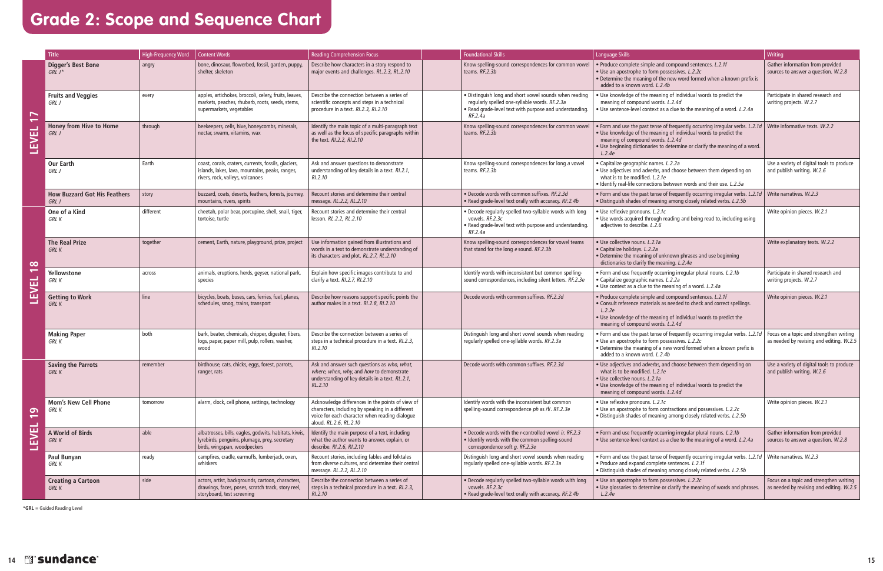# Grade 2: Scope and Sequence Chart

| Level | Title | High-Frequency Word | Content Words | Reading Comprehension Focus | Foundational Skills | Language Skills | Writing |
|---|---|---|---|---|---|---|---|
| LEVEL 17 | **Digger's Best Bone** *GRL J\** | angry | bone, dinosaur, flowerbed, fossil, garden, puppy, shelter, skeleton | Describe how characters in a story respond to major events and challenges. *RL.2.3, RL.2.10* | Know spelling-sound correspondences for common vowel teams. *RF.2.3b* | • Produce complete simple and compound sentences. *L.2.1f*<br>• Use an apostrophe to form possessives. *L.2.2c*<br>• Determine the meaning of the new word formed when a known prefix is added to a known word. *L.2.4b* | Gather information from provided sources to answer a question. *W.2.8* |
| | **Fruits and Veggies** *GRL J* | every | apples, artichokes, broccoli, celery, fruits, leaves, markets, peaches, rhubarb, roots, seeds, stems, supermarkets, vegetables | Describe the connection between a series of scientific concepts and steps in a technical procedure in a text. *RI.2.3, RI.2.10* | • Distinguish long and short vowel sounds when reading regularly spelled one-syllable words. *RF.2.3a*<br>• Read grade-level text with purpose and understanding. *RF.2.4a* | • Use knowledge of the meaning of individual words to predict the meaning of compound words. *L.2.4d*<br>• Use sentence-level context as a clue to the meaning of a word. *L.2.4a* | Participate in shared research and writing projects. *W.2.7* |
| | **Honey from Hive to Home** *GRL J* | through | beekeepers, cells, hive, honeycombs, minerals, nectar, swarm, vitamins, wax | Identify the main topic of a multi-paragraph text as well as the focus of specific paragraphs within the text. *RI.2.2, RI.2.10* | Know spelling-sound correspondences for common vowel teams. *RF.2.3b* | • Form and use the past tense of frequently occurring irregular verbs. *L.2.1d*<br>• Use knowledge of the meaning of individual words to predict the meaning of compound words. *L.2.4d*<br>• Use beginning dictionaries to determine or clarify the meaning of a word. *L.2.4e* | Write informative texts. *W.2.2* |
| | **Our Earth** *GRL J* | Earth | coast, corals, craters, currents, fossils, glaciers, islands, lakes, lava, mountains, peaks, ranges, rivers, rock, valleys, volcanoes | Ask and answer questions to demonstrate understanding of key details in a text. *RI.2.1, RI.2.10* | Know spelling-sound correspondences for long *a* vowel teams. *RF.2.3b* | • Capitalize geographic names. *L.2.2a*<br>• Use adjectives and adverbs, and choose between them depending on what is to be modified. *L.2.1e*<br>• Identify real-life connections between words and their use. *L.2.5a* | Use a variety of digital tools to produce and publish writing. *W.2.6* |
| | **How Buzzard Got His Feathers** *GRL J* | story | buzzard, coats, deserts, feathers, forests, journey, mountains, rivers, spirits | Recount stories and determine their central message. *RL.2.2, RL.2.10* | • Decode words with common suffixes. *RF.2.3d*<br>• Read grade-level text orally with accuracy. *RF.2.4b* | • Form and use the past tense of frequently occurring irregular verbs. *L.2.1d*<br>• Distinguish shades of meaning among closely related verbs. *L.2.5b* | Write narratives. *W.2.3* |
| LEVEL 18 | **One of a Kind** *GRL K* | different | cheetah, polar bear, porcupine, shell, snail, tiger, tortoise, turtle | Recount stories and determine their central lesson. *RL.2.2, RL.2.10* | • Decode regularly spelled two-syllable words with long vowels. *RF.2.3c*<br>• Read grade-level text with purpose and understanding. *RF.2.4a* | • Use reflexive pronouns. *L.2.1c*<br>• Use words acquired through reading and being read to, including using adjectives to describe. *L.2.6* | Write opinion pieces. *W.2.1* |
| | **The Real Prize** *GRL K* | together | cement, Earth, nature, playground, prize, project | Use information gained from illustrations and words in a text to demonstrate understanding of its characters and plot. *RL.2.7, RL.2.10* | Know spelling-sound correspondences for vowel teams that stand for the long *e* sound. *RF.2.3b* | • Use collective nouns. *L.2.1a*<br>• Capitalize holidays. *L.2.2a*<br>• Determine the meaning of unknown phrases and use beginning dictionaries to clarify the meaning. *L.2.4e* | Write explanatory texts. *W.2.2* |
| | **Yellowstone** *GRL K* | across | animals, eruptions, herds, geyser, national park, species | Explain how specific images contribute to and clarify a text. *RI.2.7, RI.2.10* | Identify words with inconsistent but common spelling-sound correspondences, including silent letters. *RF.2.3e* | • Form and use frequently occurring irregular plural nouns. *L.2.1b*<br>• Capitalize geographic names. *L.2.2a*<br>• Use context as a clue to the meaning of a word. *L.2.4a* | Participate in shared research and writing projects. *W.2.7* |
| | **Getting to Work** *GRL K* | line | bicycles, boats, buses, cars, ferries, fuel, planes, schedules, smog, trains, transport | Describe how reasons support specific points the author makes in a text. *RI.2.8, RI.2.10* | Decode words with common suffixes. *RF.2.3d* | • Produce complete simple and compound sentences. *L.2.1f*<br>• Consult reference materials as needed to check and correct spellings. *L.2.2e*<br>• Use knowledge of the meaning of individual words to predict the meaning of compound words. *L.2.4d* | Write opinion pieces. *W.2.1* |
| | **Making Paper** *GRL K* | both | bark, beater, chemicals, chipper, digester, fibers, logs, paper, paper mill, pulp, rollers, washer, wood | Describe the connection between a series of steps in a technical procedure in a text. *RI.2.3, RI.2.10* | Distinguish long and short vowel sounds when reading regularly spelled one-syllable words. *RF.2.3a* | • Form and use the past tense of frequently occurring irregular verbs. *L.2.1d*<br>• Use an apostrophe to form possessives. *L.2.2c*<br>• Determine the meaning of a new word formed when a known prefix is added to a known word. *L.2.4b* | Focus on a topic and strengthen writing as needed by revising and editing. *W.2.5* |
| LEVEL 19 | **Saving the Parrots** *GRL K* | remember | birdhouse, cats, chicks, eggs, forest, parrots, ranger, rats | Ask and answer such questions as *who, what, where, when, why,* and *how* to demonstrate understanding of key details in a text. *RL.2.1, RL.2.10* | Decode words with common suffixes. *RF.2.3d* | • Use adjectives and adverbs, and choose between them depending on what is to be modified. *L.2.1e*<br>• Use collective nouns. *L.2.1a*<br>• Use knowledge of the meaning of individual words to predict the meaning of compound words. *L.2.4d* | Use a variety of digital tools to produce and publish writing. *W.2.6* |
| | **Mom's New Cell Phone** *GRL K* | tomorrow | alarm, clock, cell phone, settings, technology | Acknowledge differences in the points of view of characters, including by speaking in a different voice for each character when reading dialogue aloud. *RL.2.6, RL.2.10* | Identify words with the inconsistent but common spelling-sound correspondence *ph* as /f/. *RF.2.3e* | • Use reflexive pronouns. *L.2.1c*<br>• Use an apostrophe to form contractions and possessives. *L.2.2c*<br>• Distinguish shades of meaning among closely related verbs. *L.2.5b* | Write opinion pieces. *W.2.1* |
| | **A World of Birds** *GRL K* | able | albatrosses, bills, eagles, godwits, habitats, kiwis, lyrebirds, penguins, plumage, prey, secretary birds, wingspan, woodpeckers | Identify the main purpose of a text, including what the author wants to answer, explain, or describe. *RI.2.6, RI.2.10* | • Decode words with the *r*-controlled vowel *ir*. *RF.2.3*<br>• Identify words with the common spelling-sound correspondence soft *g*. *RF.2.3e* | • Form and use frequently occurring irregular plural nouns. *L.2.1b*<br>• Use sentence-level context as a clue to the meaning of a word. *L.2.4a* | Gather information from provided sources to answer a question. *W.2.8* |
| | **Paul Bunyan** *GRL K* | ready | campfires, cradle, earmuffs, lumberjack, oxen, whiskers | Recount stories, including fables and folktales from diverse cultures, and determine their central message. *RL.2.2, RL.2.10* | Distinguish long and short vowel sounds when reading regularly spelled one-syllable words. *RF.2.3a* | • Form and use the past tense of frequently occurring irregular verbs. *L.2.1d*<br>• Produce and expand complete sentences. *L.2.1f*<br>• Distinguish shades of meaning among closely related verbs. *L.2.5b* | Write narratives. *W.2.3* |
| | **Creating a Cartoon** *GRL K* | side | actors, artist, backgrounds, cartoon, characters, drawings, faces, poses, scratch track, story reel, storyboard, test screening | Describe the connection between a series of steps in a technical procedure in a text. *RI.2.3, RI.2.10* | • Decode regularly spelled two-syllable words with long vowels. *RF.2.3c*<br>• Read grade-level text orally with accuracy. *RF.2.4b* | • Use an apostrophe to form possessives. *L.2.2c*<br>• Use glossaries to determine or clarify the meaning of words and phrases. *L.2.4e* | Focus on a topic and strengthen writing as needed by revising and editing. *W.2.5* |

***GRL** = Guided Reading Level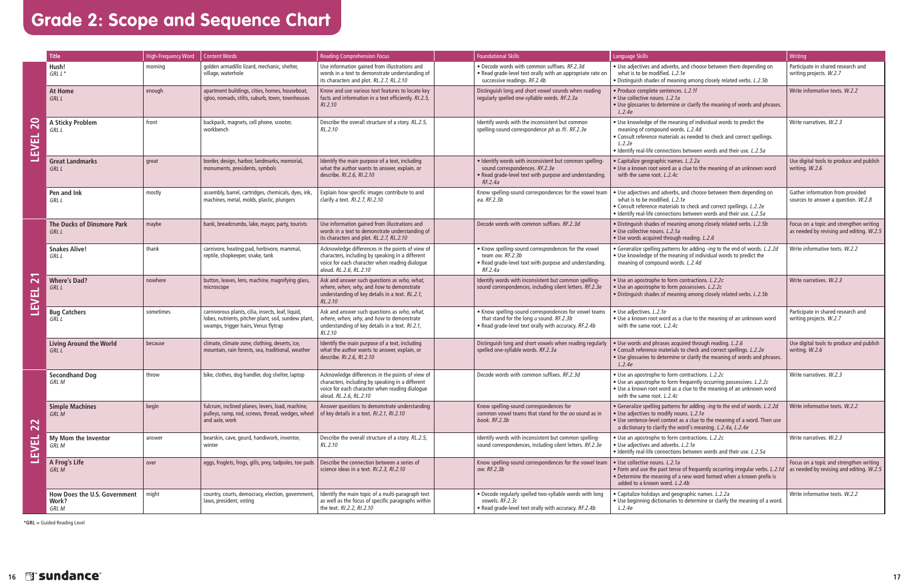# Grade 2: Scope and Sequence Chart

| | Title | High-Frequency Word | Content Words | Reading Comprehension Focus | Foundational Skills | Language Skills | Writing |
|---|---|---|---|---|---|---|---|
| LEVEL 20 | **Hush!** *GRL L\** | morning | golden armadillo lizard, mechanic, shelter, village, waterhole | Use information gained from illustrations and words in a text to demonstrate understanding of its characters and plot. *RL.2.7, RL.2.10* | • Decode words with common suffixes. *RF.2.3d* • Read grade-level text orally with an appropriate rate on successive readings. *RF.2.4b* | • Use adjectives and adverbs, and choose between them depending on what is to be modified. *L.2.1e* • Distinguish shades of meaning among closely related verbs. *L.2.5b* | Participate in shared research and writing projects. *W.2.7* |
| | **At Home** *GRL L* | enough | apartment buildings, cities, homes, houseboat, igloo, nomads, stilts, suburb, town, townhouses | Know and use various text features to locate key facts and information in a text efficiently. *RI.2.5, RI.2.10* | Distinguish long and short vowel sounds when reading regularly spelled one-syllable words. *RF.2.3a* | • Produce complete sentences. *L.2.1f* • Use collective nouns. *L.2.1a* • Use glossaries to determine or clarify the meaning of words and phrases. *L.2.4e* | Write informative texts. *W.2.2* |
| | **A Sticky Problem** *GRL L* | front | backpack, magnets, cell phone, scooter, workbench | Describe the overall structure of a story. *RL.2.5, RL.2.10* | Identify words with the inconsistent but common spelling-sound correspondence *ph* as /f/. *RF.2.3e* | • Use knowledge of the meaning of individual words to predict the meaning of compound words. *L.2.4d* • Consult reference materials as needed to check and correct spellings. *L.2.2e* • Identify real-life connections between words and their use. *L.2.5a* | Write narratives. *W.2.3* |
| | **Great Landmarks** *GRL L* | great | border, design, harbor, landmarks, memorial, monuments, presidents, symbols | Identify the main purpose of a text, including what the author wants to answer, explain, or describe. *RI.2.6, RI.2.10* | • Identify words with inconsistent but common spelling-sound correspondences. *RF.2.3e* • Read grade-level text with purpose and understanding. *RF.2.4a* | • Capitalize geographic names. *L.2.2a* • Use a known root word as a clue to the meaning of an unknown word with the same root. *L.2.4c* | Use digital tools to produce and publish writing. *W.2.6* |
| | **Pen and Ink** *GRL L* | mostly | assembly, barrel, cartridges, chemicals, dyes, ink, machines, metal, molds, plastic, plungers | Explain how specific images contribute to and clarify a text. *RI.2.7, RI.2.10* | Know spelling-sound correspondences for the vowel team *ea. RF.2.3b* | • Use adjectives and adverbs, and choose between them depending on what is to be modified. *L.2.1e* • Consult reference materials to check and correct spellings. *L.2.2e* • Identify real-life connections between words and their use. *L.2.5a* | Gather information from provided sources to answer a question. *W.2.8* |
| LEVEL 21 | **The Ducks of Dinsmore Park** *GRL L* | maybe | bank, breadcrumbs, lake, mayor, party, tourists | Use information gained from illustrations and words in a text to demonstrate understanding of its characters and plot. *RL.2.7, RL.2.10* | Decode words with common suffixes. *RF.2.3d* | • Distinguish shades of meaning among closely related verbs. *L.2.5b* • Use collective nouns. *L.2.1a* • Use words acquired through reading. *L.2.6* | Focus on a topic and strengthen writing as needed by revising and editing. *W.2.5* |
| | **Snakes Alive!** *GRL L* | thank | carnivore, heating pad, herbivore, mammal, reptile, shopkeeper, snake, tank | Acknowledge differences in the points of view of characters, including by speaking in a different voice for each character when reading dialogue aloud. *RL.2.6, RL.2.10* | • Know spelling-sound correspondences for the vowel team *ow. RF.2.3b* • Read grade-level text with purpose and understanding. *RF.2.4a* | • Generalize spelling patterns for adding *-ing* to the end of words. *L.2.2d* • Use knowledge of the meaning of individual words to predict the meaning of compound words. *L.2.4d* | Write informative texts. *W.2.2* |
| | **Where's Dad?** *GRL L* | nowhere | button, leaves, lens, machine, magnifying glass, microscope | Ask and answer such questions as *who, what, where, when, why,* and *how* to demonstrate understanding of key details in a text. *RL.2.1, RL.2.10* | Identify words with inconsistent but common spelling-sound correspondences, including silent letters. *RF.2.3e* | • Use an apostrophe to form contractions. *L.2.2c* • Use an apostrophe to form possessives. *L.2.2c* • Distinguish shades of meaning among closely related verbs. *L.2.5b* | Write narratives. *W.2.3* |
| | **Bug Catchers** *GRL L* | sometimes | carnivorous plants, cilia, insects, leaf, liquid, lobes, nutrients, pitcher plant, soil, sundew plant, swamps, trigger hairs, Venus flytrap | Ask and answer such questions as *who, what, where, when, why,* and *how* to demonstrate understanding of key details in a text. *RI.2.1, RI.2.10* | • Know spelling-sound correspondences for vowel teams that stand for the long *u* sound. *RF.2.3b* • Read grade-level text orally with accuracy. *RF.2.4b* | • Use adjectives. *L.2.1e* • Use a known root word as a clue to the meaning of an unknown word with the same root. *L.2.4c* | Participate in shared research and writing projects. *W.2.7* |
| | **Living Around the World** *GRL L* | because | climate, climate zone, clothing, deserts, ice, mountain, rain forests, sea, traditional, weather | Identify the main purpose of a text, including what the author wants to answer, explain, or describe. *RI.2.6, RI.2.10* | Distinguish long and short vowels when reading regularly spelled one-syllable words. *RF.2.3a* | • Use words and phrases acquired through reading. *L.2.6* • Consult reference materials to check and correct spellings. *L.2.2e* • Use glossaries to determine or clarify the meaning of words and phrases. *L.2.4e* | Use digital tools to produce and publish writing. *W.2.6* |
| LEVEL 22 | **Secondhand Dog** *GRL M* | throw | bike, clothes, dog handler, dog shelter, laptop | Acknowledge differences in the points of view of characters, including by speaking in a different voice for each character when reading dialogue aloud. *RL.2.6, RL.2.10* | Decode words with common suffixes. *RF.2.3d* | • Use an apostrophe to form contractions. *L.2.2c* • Use an apostrophe to form frequently occurring possessives. *L.2.2c* • Use a known root word as a clue to the meaning of an unknown word with the same root. *L.2.4c* | Write narratives. *W.2.3* |
| | **Simple Machines** *GRL M* | begin | fulcrum, inclined planes, levers, load, machine, pulleys, ramp, rod, screws, thread, wedges, wheel and axle, work | Answer questions to demonstrate understanding of key details in a text. *RI.2.1, RI.2.10* | Know spelling-sound correspondences for common vowel teams that stand for the *oo* sound as in *book. RF.2.3b* | • Generalize spelling patterns for adding *-ing* to the end of words. *L.2.2d* • Use adjectives to modify nouns. *L.2.1e* • Use sentence-level context as a clue to the meaning of a word. Then use a dictionary to clarify the word's meaning. *L.2.4a, L.2.4e* | Write informative texts. *W.2.2* |
| | **My Mom the Inventor** *GRL M* | answer | bearskin, cave, gourd, handiwork, inventor, winter | Describe the overall structure of a story. *RL.2.5, RL.2.10* | Identify words with inconsistent but common spelling-sound correspondences, including silent letters. *RF.2.3e* | • Use an apostrophe to form contractions. *L.2.2c* • Use adjectives and adverbs. *L.2.1e* • Identify real-life connections between words and their use. *L.2.5a* | Write narratives. *W.2.3* |
| | **A Frog's Life** *GRL M* | over | eggs, froglets, frogs, gills, prey, tadpoles, toe pads | Describe the connection between a series of science ideas in a text. *RI.2.3, RI.2.10* | Know spelling-sound correspondences for the vowel team *ow. RF.2.3b* | • Use collective nouns. *L.2.1a* • Form and use the past tense of frequently occurring irregular verbs. *L.2.1d* • Determine the meaning of a new word formed when a known prefix is added to a known word. *L.2.4b* | Focus on a topic and strengthen writing as needed by revising and editing. *W.2.5* |
| | **How Does the U.S. Government Work?** *GRL M* | might | country, courts, democracy, election, government, laws, president, voting | Identify the main topic of a multi-paragraph text as well as the focus of specific paragraphs within the text. *RI.2.2, RI.2.10* | • Decode regularly spelled two-syllable words with long vowels. *RF.2.3c* • Read grade-level text orally with accuracy. *RF.2.4b* | • Capitalize holidays and geographic names. *L.2.2a* • Use beginning dictionaries to determine or clarify the meaning of a word. *L.2.4e* | Write informative texts. *W.2.2* |

***GRL** = Guided Reading Level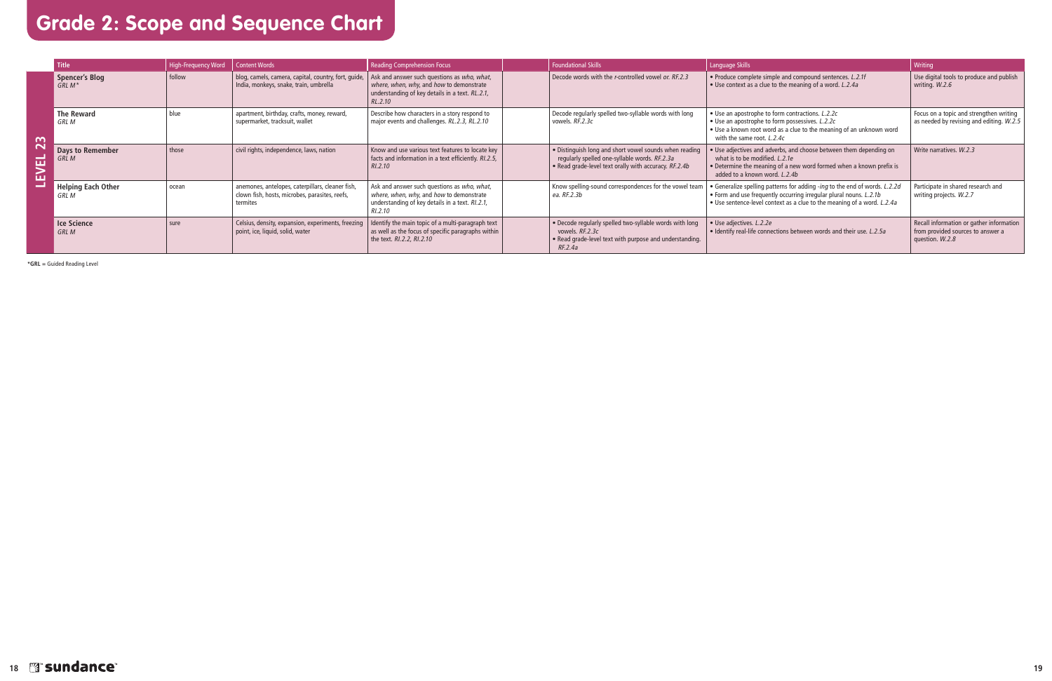# Grade 2: Scope and Sequence Chart

**LEVEL 23**

| Title | High-Frequency Word | Content Words | Reading Comprehension Focus | Foundational Skills | Language Skills | Writing |
|---|---|---|---|---|---|---|
| **Spencer's Blog** *GRL M** | follow | blog, camels, camera, capital, country, fort, guide, India, monkeys, snake, train, umbrella | Ask and answer such questions as *who, what, where, when, why,* and *how* to demonstrate understanding of key details in a text. *RL.2.1, RL.2.10* | Decode words with the *r*-controlled vowel *or. RF.2.3* | • Produce complete simple and compound sentences. *L.2.1f* • Use context as a clue to the meaning of a word. *L.2.4a* | Use digital tools to produce and publish writing. *W.2.6* |
| **The Reward** *GRL M* | blue | apartment, birthday, crafts, money, reward, supermarket, tracksuit, wallet | Describe how characters in a story respond to major events and challenges. *RL.2.3, RL.2.10* | Decode regularly spelled two-syllable words with long vowels. *RF.2.3c* | • Use an apostrophe to form contractions. *L.2.2c* • Use an apostrophe to form possessives. *L.2.2c* • Use a known root word as a clue to the meaning of an unknown word with the same root. *L.2.4c* | Focus on a topic and strengthen writing as needed by revising and editing. *W.2.5* |
| **Days to Remember** *GRL M* | those | civil rights, independence, laws, nation | Know and use various text features to locate key facts and information in a text efficiently. *RI.2.5, RI.2.10* | • Distinguish long and short vowel sounds when reading regularly spelled one-syllable words. *RF.2.3a* • Read grade-level text orally with accuracy. *RF.2.4b* | • Use adjectives and adverbs, and choose between them depending on what is to be modified. *L.2.1e* • Determine the meaning of a new word formed when a known prefix is added to a known word. *L.2.4b* | Write narratives. *W.2.3* |
| **Helping Each Other** *GRL M* | ocean | anemones, antelopes, caterpillars, cleaner fish, clown fish, hosts, microbes, parasites, reefs, termites | Ask and answer such questions as *who, what, where, when, why,* and *how* to demonstrate understanding of key details in a text. *RI.2.1, RI.2.10* | Know spelling-sound correspondences for the vowel team *ea. RF.2.3b* | • Generalize spelling patterns for adding *-ing* to the end of words. *L.2.2d* • Form and use frequently occurring irregular plural nouns. *L.2.1b* • Use sentence-level context as a clue to the meaning of a word. *L.2.4a* | Participate in shared research and writing projects. *W.2.7* |
| **Ice Science** *GRL M* | sure | Celsius, density, expansion, experiments, freezing point, ice, liquid, solid, water | Identify the main topic of a multi-paragraph text as well as the focus of specific paragraphs within the text. *RI.2.2, RI.2.10* | • Decode regularly spelled two-syllable words with long vowels. *RF.2.3c* • Read grade-level text with purpose and understanding. *RF.2.4a* | • Use adjectives. *L.2.2e* • Identify real-life connections between words and their use. *L.2.5a* | Recall information or gather information from provided sources to answer a question. *W.2.8* |

***GRL** = Guided Reading Level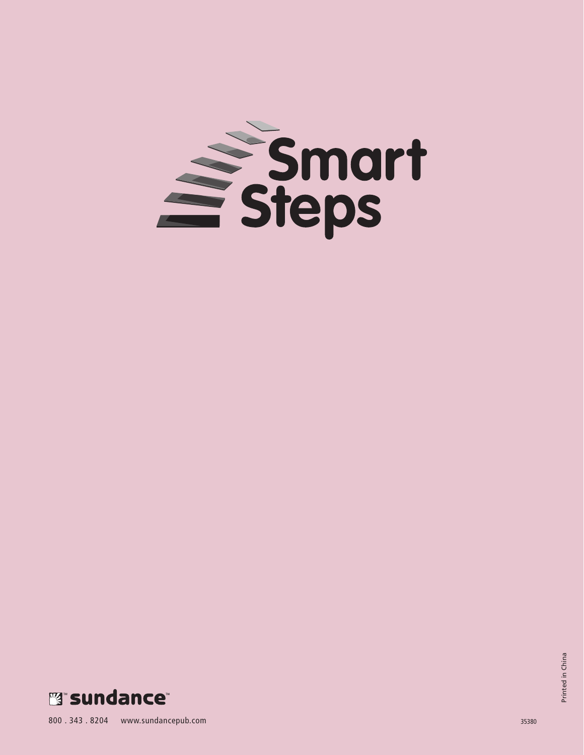Smart Steps

sundance™

800 . 343 . 8204 www.sundancepub.com

35380

Printed in China